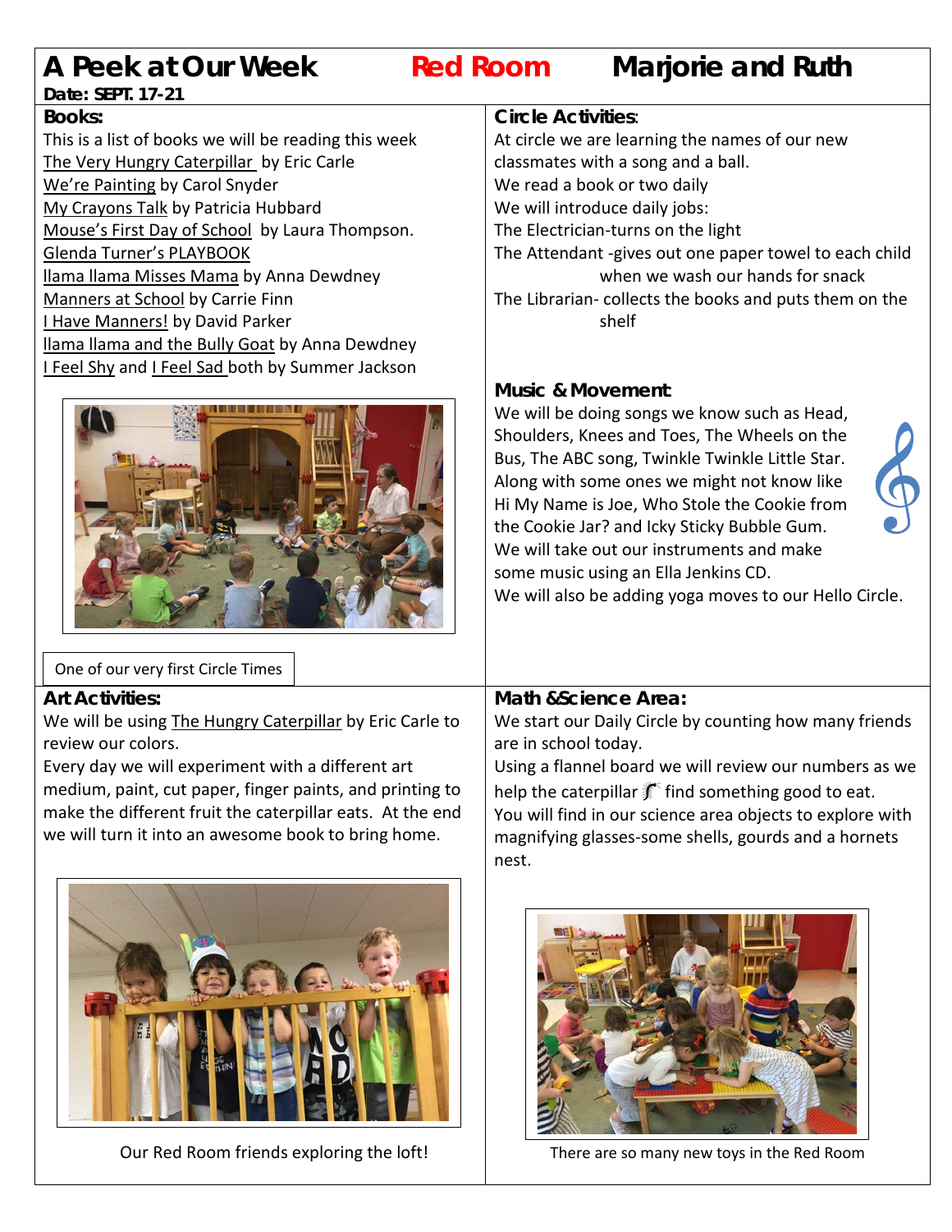# A Peek at Our Week — Red Room — Marjorie and Ruth

**Date: SEPT. 17-21**

## Books:

This is a list of books we will be reading this week

The Very Hungry Caterpillar by Eric Carle
We're Painting by Carol Snyder
My Crayons Talk by Patricia Hubbard
Mouse's First Day of School by Laura Thompson.
Glenda Turner's PLAYBOOK
llama llama Misses Mama by Anna Dewdney
Manners at School by Carrie Finn
I Have Manners! by David Parker
llama llama and the Bully Goat by Anna Dewdney
I Feel Shy and I Feel Sad both by Summer Jackson

One of our very first Circle Times

## Circle Activities:

At circle we are learning the names of our new classmates with a song and a ball.
We read a book or two daily
We will introduce daily jobs:
The Electrician-turns on the light
The Attendant -gives out one paper towel to each child when we wash our hands for snack
The Librarian- collects the books and puts them on the shelf

## Music & Movement

We will be doing songs we know such as Head, Shoulders, Knees and Toes, The Wheels on the Bus, The ABC song, Twinkle Twinkle Little Star. Along with some ones we might not know like Hi My Name is Joe, Who Stole the Cookie from the Cookie Jar? and Icky Sticky Bubble Gum.
We will take out our instruments and make some music using an Ella Jenkins CD.
We will also be adding yoga moves to our Hello Circle.

## Art Activities:

We will be using The Hungry Caterpillar by Eric Carle to review our colors.
Every day we will experiment with a different art medium, paint, cut paper, finger paints, and printing to make the different fruit the caterpillar eats. At the end we will turn it into an awesome book to bring home.

Our Red Room friends exploring the loft!

## Math & Science Area:

We start our Daily Circle by counting how many friends are in school today.
Using a flannel board we will review our numbers as we help the caterpillar find something good to eat.
You will find in our science area objects to explore with magnifying glasses-some shells, gourds and a hornets nest.

There are so many new toys in the Red Room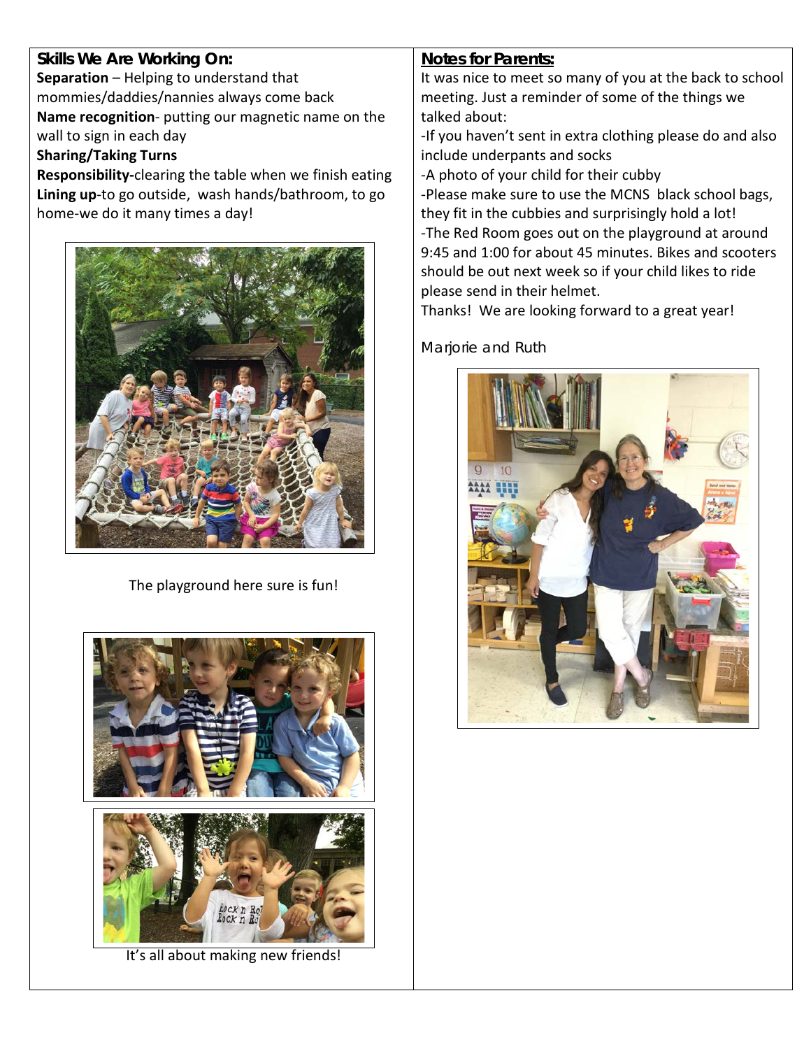**Skills We Are Working On:**

**Separation** – Helping to understand that mommies/daddies/nannies always come back

**Name recognition**- putting our magnetic name on the wall to sign in each day

**Sharing/Taking Turns**

**Responsibility-**clearing the table when we finish eating

**Lining up**-to go outside, wash hands/bathroom, to go home-we do it many times a day!

The playground here sure is fun!

It's all about making new friends!

**Notes for Parents:**

It was nice to meet so many of you at the back to school meeting. Just a reminder of some of the things we talked about:

-If you haven't sent in extra clothing please do and also include underpants and socks

-A photo of your child for their cubby

-Please make sure to use the MCNS black school bags, they fit in the cubbies and surprisingly hold a lot!

-The Red Room goes out on the playground at around 9:45 and 1:00 for about 45 minutes. Bikes and scooters should be out next week so if your child likes to ride please send in their helmet.

Thanks! We are looking forward to a great year!

Marjorie and Ruth